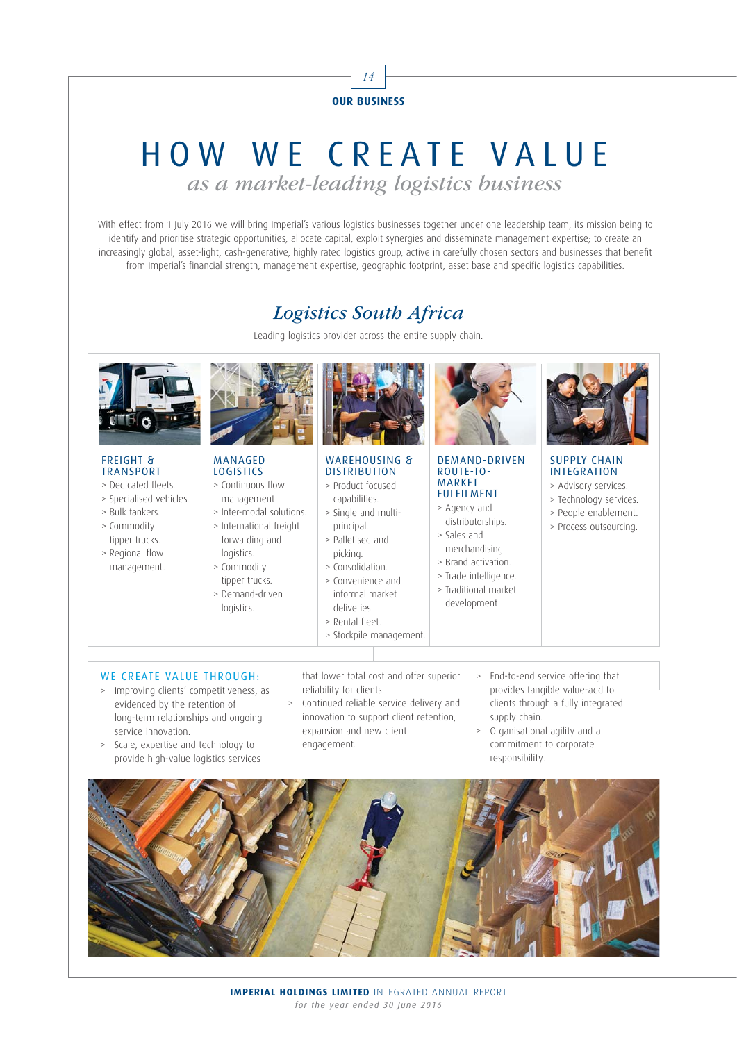OUR BUSINESS

# HOW WE CREATE VALUE

*as a market-leading logistics business*

With effect from 1 July 2016 we will bring Imperial's various logistics businesses together under one leadership team, its mission being to identify and prioritise strategic opportunities, allocate capital, exploit synergies and disseminate management expertise; to create an increasingly global, asset-light, cash-generative, highly rated logistics group, active in carefully chosen sectors and businesses that benefit from Imperial's financial strength, management expertise, geographic footprint, asset base and specific logistics capabilities.

## *Logistics South Africa*

Leading logistics provider across the entire supply chain.

### FREIGHT & TRANSPORT

- Dedicated fleets.
- Specialised vehicles.
- Bulk tankers.
- Commodity tipper trucks.
- Regional flow management.

### MANAGED LOGISTICS

- Continuous flow management.
- Inter-modal solutions.
- International freight forwarding and logistics.
- Commodity tipper trucks.
- Demand-driven logistics.

### WAREHOUSING & DISTRIBUTION

- Product focused capabilities.
- Single and multi-principal.
- Palletised and picking.
- Consolidation.
- Convenience and informal market deliveries.
- Rental fleet.
- Stockpile management.

### DEMAND-DRIVEN ROUTE-TO-MARKET FULFILMENT

- Agency and distributorships.
- Sales and merchandising.
- Brand activation.
- Trade intelligence.
- Traditional market development.

### SUPPLY CHAIN INTEGRATION

- Advisory services.
- Technology services.
- People enablement.
- Process outsourcing.

### WE CREATE VALUE THROUGH:

- Improving clients' competitiveness, as evidenced by the retention of long-term relationships and ongoing service innovation.
- Scale, expertise and technology to provide high-value logistics services that lower total cost and offer superior reliability for clients.
- Continued reliable service delivery and innovation to support client retention, expansion and new client engagement.
- End-to-end service offering that provides tangible value-add to clients through a fully integrated supply chain.
- Organisational agility and a commitment to corporate responsibility.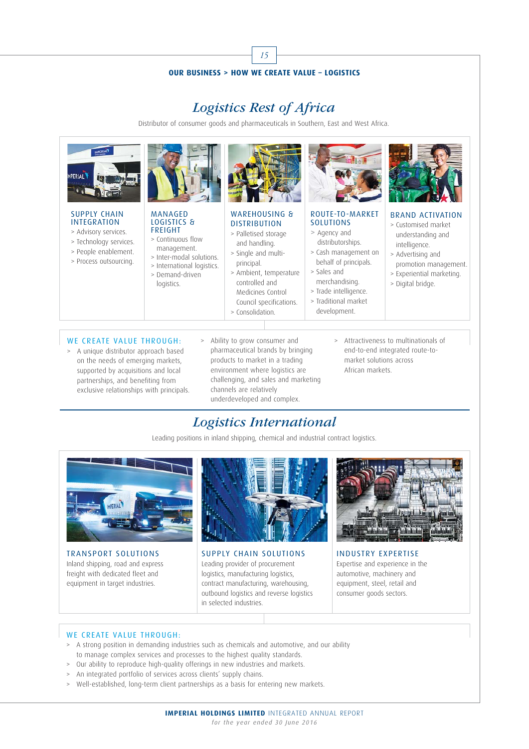OUR BUSINESS > HOW WE CREATE VALUE – LOGISTICS

# *Logistics Rest of Africa*

Distributor of consumer goods and pharmaceuticals in Southern, East and West Africa.

### SUPPLY CHAIN INTEGRATION

- Advisory services.
- Technology services.
- People enablement.
- Process outsourcing.

### MANAGED LOGISTICS & FREIGHT

- Continuous flow management.
- Inter-modal solutions.
- International logistics.
- Demand-driven logistics.

### WAREHOUSING & DISTRIBUTION

- Palletised storage and handling.
- Single and multi-principal.
- Ambient, temperature controlled and Medicines Control Council specifications.
- Consolidation.

### ROUTE-TO-MARKET SOLUTIONS

- Agency and distributorships.
- Cash management on behalf of principals.
- Sales and merchandising.
- Trade intelligence.
- Traditional market development.

### BRAND ACTIVATION

- Customised market understanding and intelligence.
- Advertising and promotion management.
- Experiential marketing.
- Digital bridge.

### WE CREATE VALUE THROUGH:

- A unique distributor approach based on the needs of emerging markets, supported by acquisitions and local partnerships, and benefiting from exclusive relationships with principals.
- Ability to grow consumer and pharmaceutical brands by bringing products to market in a trading environment where logistics are challenging, and sales and marketing channels are relatively underdeveloped and complex.
- Attractiveness to multinationals of end-to-end integrated route-to-market solutions across African markets.

# *Logistics International*

Leading positions in inland shipping, chemical and industrial contract logistics.

### TRANSPORT SOLUTIONS

Inland shipping, road and express freight with dedicated fleet and equipment in target industries.

### SUPPLY CHAIN SOLUTIONS

Leading provider of procurement logistics, manufacturing logistics, contract manufacturing, warehousing, outbound logistics and reverse logistics in selected industries.

### INDUSTRY EXPERTISE

Expertise and experience in the automotive, machinery and equipment, steel, retail and consumer goods sectors.

### WE CREATE VALUE THROUGH:

- A strong position in demanding industries such as chemicals and automotive, and our ability to manage complex services and processes to the highest quality standards.
- Our ability to reproduce high-quality offerings in new industries and markets.
- An integrated portfolio of services across clients' supply chains.
- Well-established, long-term client partnerships as a basis for entering new markets.